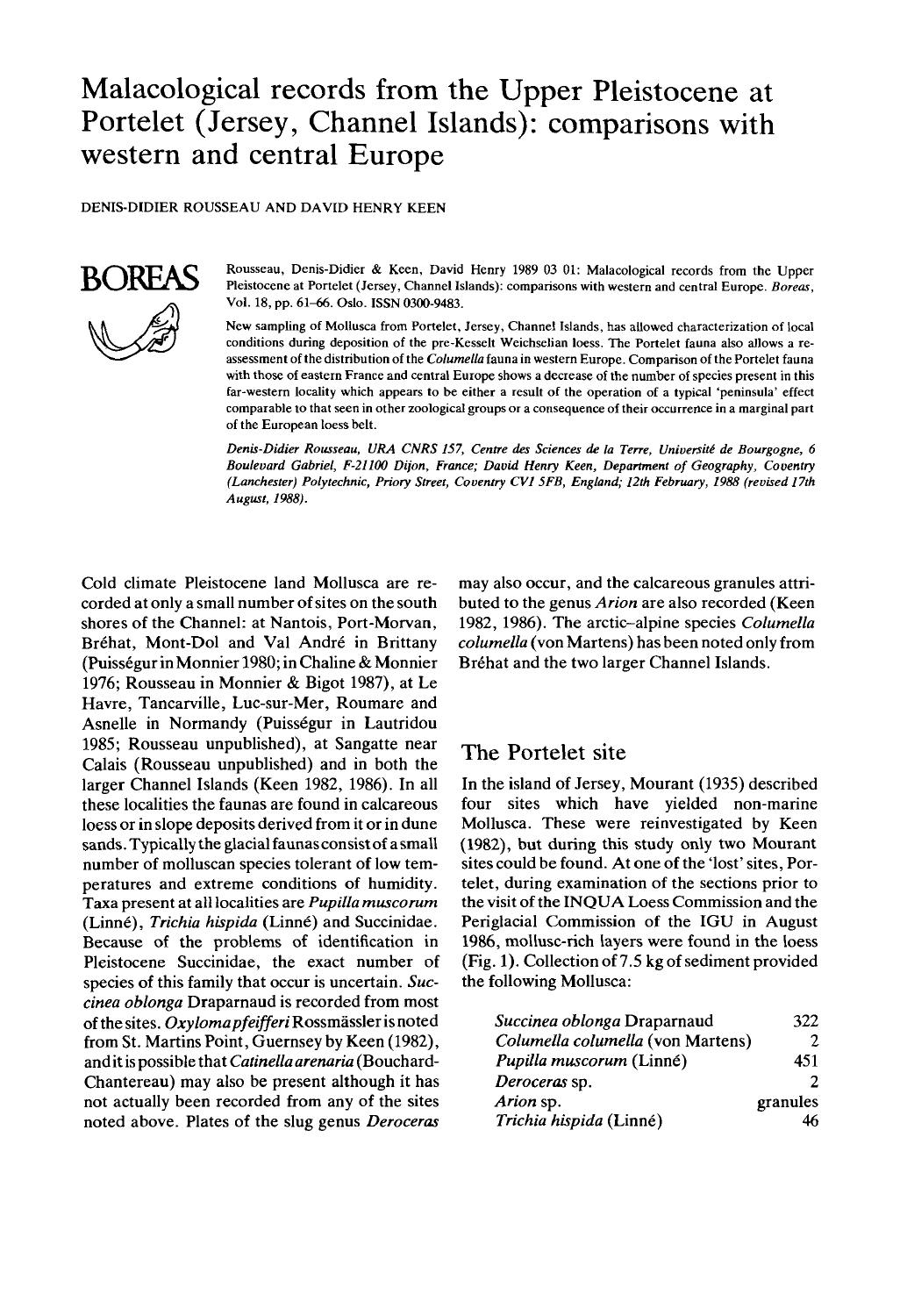# Malacological records from the Upper Pleistocene at Portelet (Jersey, Channel Islands): comparisons with western and central Europe

DENIS-DIDIER ROUSSEAU AND DAVID HENRY KEEN

BOREAS

Rousseau, Denis-Didier & Keen, David Henry 1989 03 01: Malacological records from the Upper Pleistocene at Portelet (Jersey, Channel Islands): comparisons with western and central Europe. *Boreas*, Vol. 18, pp. 61–66. Oslo. ISSN 0300-9483.

New sampling of Mollusca from Portelet, Jersey, Channel Islands, has allowed characterization of local conditions during deposition of the pre-Kesselt Weichselian loess. The Portelet fauna also allows a re-assessment of the distribution of the *Columella* fauna in western Europe. Comparison of the Portelet fauna with those of eastern France and central Europe shows a decrease of the number of species present in this far-western locality which appears to be either a result of the operation of a typical 'peninsula' effect comparable to that seen in other zoological groups or a consequence of their occurrence in a marginal part of the European loess belt.

*Denis-Didier Rousseau, URA CNRS 157, Centre des Sciences de la Terre, Université de Bourgogne, 6 Boulevard Gabriel, F-21100 Dijon, France; David Henry Keen, Department of Geography, Coventry (Lanchester) Polytechnic, Priory Street, Coventry CV1 5FB, England; 12th February, 1988 (revised 17th August, 1988).*

Cold climate Pleistocene land Mollusca are recorded at only a small number of sites on the south shores of the Channel: at Nantois, Port-Morvan, Bréhat, Mont-Dol and Val André in Brittany (Puisségur in Monnier 1980; in Chaline & Monnier 1976; Rousseau in Monnier & Bigot 1987), at Le Havre, Tancarville, Luc-sur-Mer, Roumare and Asnelle in Normandy (Puisségur in Lautridou 1985; Rousseau unpublished), at Sangatte near Calais (Rousseau unpublished) and in both the larger Channel Islands (Keen 1982, 1986). In all these localities the faunas are found in calcareous loess or in slope deposits derived from it or in dune sands. Typically the glacial faunas consist of a small number of molluscan species tolerant of low temperatures and extreme conditions of humidity. Taxa present at all localities are *Pupilla muscorum* (Linné), *Trichia hispida* (Linné) and Succinidae. Because of the problems of identification in Pleistocene Succinidae, the exact number of species of this family that occur is uncertain. *Succinea oblonga* Draparnaud is recorded from most of the sites. *Oxyloma pfeifferi* Rossmässler is noted from St. Martins Point, Guernsey by Keen (1982), and it is possible that *Catinella arenaria* (Bouchard-Chantereau) may also be present although it has not actually been recorded from any of the sites noted above. Plates of the slug genus *Deroceras* may also occur, and the calcareous granules attributed to the genus *Arion* are also recorded (Keen 1982, 1986). The arctic–alpine species *Columella columella* (von Martens) has been noted only from Bréhat and the two larger Channel Islands.

## The Portelet site

In the island of Jersey, Mourant (1935) described four sites which have yielded non-marine Mollusca. These were reinvestigated by Keen (1982), but during this study only two Mourant sites could be found. At one of the 'lost' sites, Portelet, during examination of the sections prior to the visit of the INQUA Loess Commission and the Periglacial Commission of the IGU in August 1986, mollusc-rich layers were found in the loess (Fig. 1). Collection of 7.5 kg of sediment provided the following Mollusca:

| | |
|---|---|
| *Succinea oblonga* Draparnaud | 322 |
| *Columella columella* (von Martens) | 2 |
| *Pupilla muscorum* (Linné) | 451 |
| *Deroceras* sp. | 2 |
| *Arion* sp. | granules |
| *Trichia hispida* (Linné) | 46 |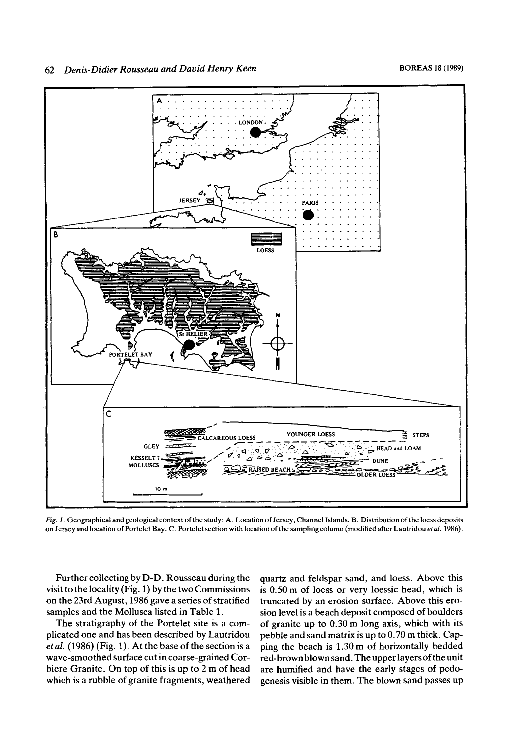*Fig. 1.* Geographical and geological context of the study: A. Location of Jersey, Channel Islands. B. Distribution of the loess deposits on Jersey and location of Portelet Bay. C. Portelet section with location of the sampling column (modified after Lautridou *et al.* 1986).

Further collecting by D-D. Rousseau during the visit to the locality (Fig. 1) by the two Commissions on the 23rd August, 1986 gave a series of stratified samples and the Mollusca listed in Table 1.

The stratigraphy of the Portelet site is a complicated one and has been described by Lautridou *et al.* (1986) (Fig. 1). At the base of the section is a wave-smoothed surface cut in coarse-grained Corbiere Granite. On top of this is up to 2 m of head which is a rubble of granite fragments, weathered quartz and feldspar sand, and loess. Above this is 0.50 m of loess or very loessic head, which is truncated by an erosion surface. Above this erosion level is a beach deposit composed of boulders of granite up to 0.30 m long axis, which with its pebble and sand matrix is up to 0.70 m thick. Capping the beach is 1.30 m of horizontally bedded red-brown blown sand. The upper layers of the unit are humified and have the early stages of pedogenesis visible in them. The blown sand passes up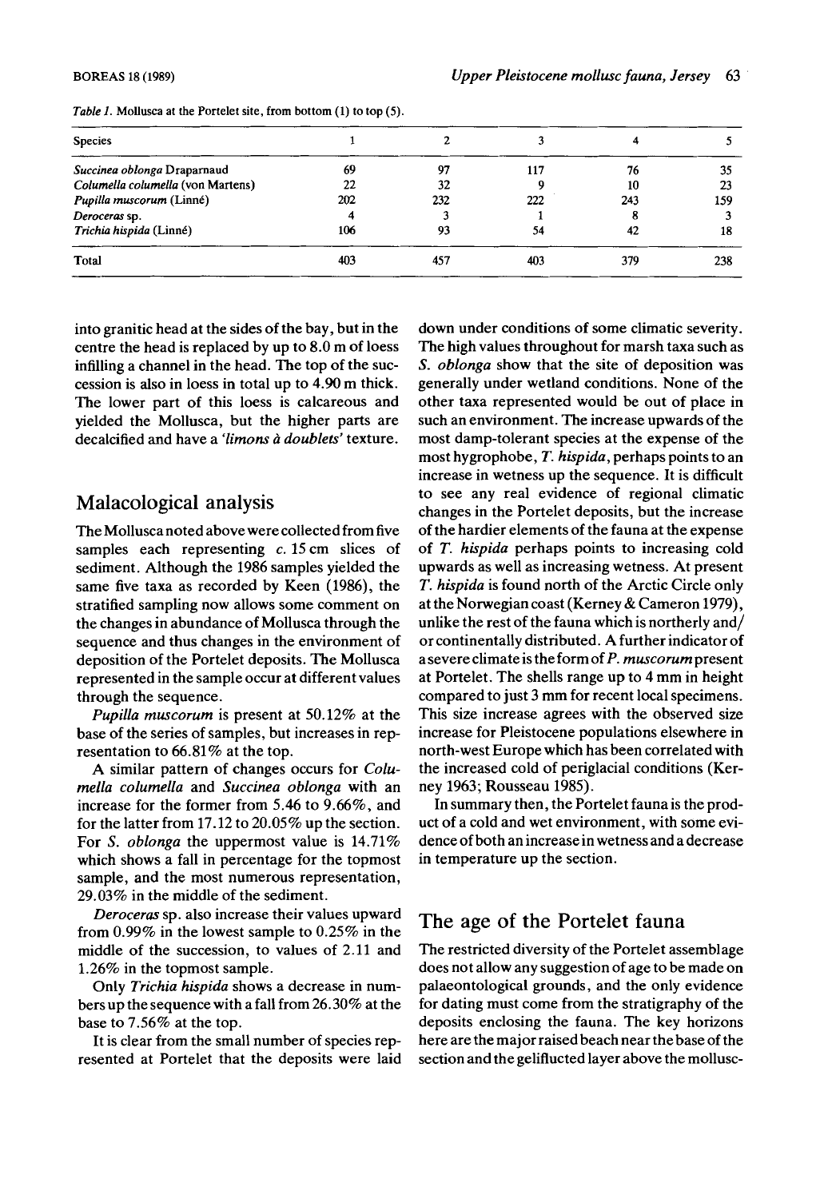*Table 1.* Mollusca at the Portelet site, from bottom (1) to top (5).

| Species | 1 | 2 | 3 | 4 | 5 |
|---|---|---|---|---|---|
| *Succinea oblonga* Draparnaud | 69 | 97 | 117 | 76 | 35 |
| *Columella columella* (von Martens) | 22 | 32 | 9 | 10 | 23 |
| *Pupilla muscorum* (Linné) | 202 | 232 | 222 | 243 | 159 |
| *Deroceras* sp. | 4 | 3 | 1 | 8 | 3 |
| *Trichia hispida* (Linné) | 106 | 93 | 54 | 42 | 18 |
| Total | 403 | 457 | 403 | 379 | 238 |

into granitic head at the sides of the bay, but in the centre the head is replaced by up to 8.0 m of loess infilling a channel in the head. The top of the succession is also in loess in total up to 4.90 m thick. The lower part of this loess is calcareous and yielded the Mollusca, but the higher parts are decalcified and have a *'limons à doublets'* texture.

## Malacological analysis

The Mollusca noted above were collected from five samples each representing *c.* 15 cm slices of sediment. Although the 1986 samples yielded the same five taxa as recorded by Keen (1986), the stratified sampling now allows some comment on the changes in abundance of Mollusca through the sequence and thus changes in the environment of deposition of the Portelet deposits. The Mollusca represented in the sample occur at different values through the sequence.

*Pupilla muscorum* is present at 50.12% at the base of the series of samples, but increases in representation to 66.81% at the top.

A similar pattern of changes occurs for *Columella columella* and *Succinea oblonga* with an increase for the former from 5.46 to 9.66%, and for the latter from 17.12 to 20.05% up the section. For *S. oblonga* the uppermost value is 14.71% which shows a fall in percentage for the topmost sample, and the most numerous representation, 29.03% in the middle of the sediment.

*Deroceras* sp. also increase their values upward from 0.99% in the lowest sample to 0.25% in the middle of the succession, to values of 2.11 and 1.26% in the topmost sample.

Only *Trichia hispida* shows a decrease in numbers up the sequence with a fall from 26.30% at the base to 7.56% at the top.

It is clear from the small number of species represented at Portelet that the deposits were laid down under conditions of some climatic severity. The high values throughout for marsh taxa such as *S. oblonga* show that the site of deposition was generally under wetland conditions. None of the other taxa represented would be out of place in such an environment. The increase upwards of the most damp-tolerant species at the expense of the most hygrophobe, *T. hispida*, perhaps points to an increase in wetness up the sequence. It is difficult to see any real evidence of regional climatic changes in the Portelet deposits, but the increase of the hardier elements of the fauna at the expense of *T. hispida* perhaps points to increasing cold upwards as well as increasing wetness. At present *T. hispida* is found north of the Arctic Circle only at the Norwegian coast (Kerney & Cameron 1979), unlike the rest of the fauna which is northerly and/or continentally distributed. A further indicator of a severe climate is the form of *P. muscorum* present at Portelet. The shells range up to 4 mm in height compared to just 3 mm for recent local specimens. This size increase agrees with the observed size increase for Pleistocene populations elsewhere in north-west Europe which has been correlated with the increased cold of periglacial conditions (Kerney 1963; Rousseau 1985).

In summary then, the Portelet fauna is the product of a cold and wet environment, with some evidence of both an increase in wetness and a decrease in temperature up the section.

## The age of the Portelet fauna

The restricted diversity of the Portelet assemblage does not allow any suggestion of age to be made on palaeontological grounds, and the only evidence for dating must come from the stratigraphy of the deposits enclosing the fauna. The key horizons here are the major raised beach near the base of the section and the geliflucted layer above the mollusc-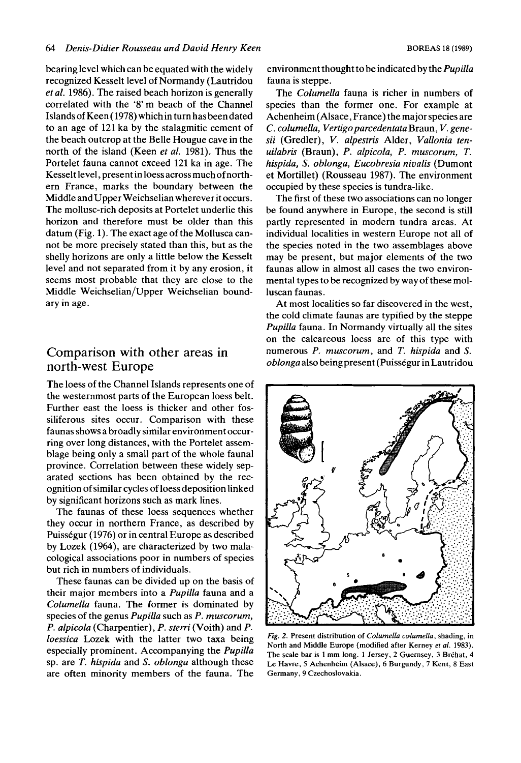bearing level which can be equated with the widely recognized Kesselt level of Normandy (Lautridou *et al.* 1986). The raised beach horizon is generally correlated with the '8' m beach of the Channel Islands of Keen (1978) which in turn has been dated to an age of 121 ka by the stalagmitic cement of the beach outcrop at the Belle Hougue cave in the north of the island (Keen *et al.* 1981). Thus the Portelet fauna cannot exceed 121 ka in age. The Kesselt level, present in loess across much of northern France, marks the boundary between the Middle and Upper Weichselian wherever it occurs. The mollusc-rich deposits at Portelet underlie this horizon and therefore must be older than this datum (Fig. 1). The exact age of the Mollusca cannot be more precisely stated than this, but as the shelly horizons are only a little below the Kesselt level and not separated from it by any erosion, it seems most probable that they are close to the Middle Weichselian/Upper Weichselian boundary in age.

## Comparison with other areas in north-west Europe

The loess of the Channel Islands represents one of the westernmost parts of the European loess belt. Further east the loess is thicker and other fossiliferous sites occur. Comparison with these faunas shows a broadly similar environment occurring over long distances, with the Portelet assemblage being only a small part of the whole faunal province. Correlation between these widely separated sections has been obtained by the recognition of similar cycles of loess deposition linked by significant horizons such as mark lines.

The faunas of these loess sequences whether they occur in northern France, as described by Puisségur (1976) or in central Europe as described by Lozek (1964), are characterized by two malacological associations poor in numbers of species but rich in numbers of individuals.

These faunas can be divided up on the basis of their major members into a *Pupilla* fauna and a *Columella* fauna. The former is dominated by species of the genus *Pupilla* such as *P. muscorum*, *P. alpicola* (Charpentier), *P. sterri* (Voith) and *P. loessica* Lozek with the latter two taxa being especially prominent. Accompanying the *Pupilla* sp. are *T. hispida* and *S. oblonga* although these are often minority members of the fauna. The environment thought to be indicated by the *Pupilla* fauna is steppe.

The *Columella* fauna is richer in numbers of species than the former one. For example at Achenheim (Alsace, France) the major species are *C. columella*, *Vertigo parcedentata* Braun, *V. genesii* (Gredler), *V. alpestris* Alder, *Vallonia tenuilabris* (Braun), *P. alpicola*, *P. muscorum*, *T. hispida*, *S. oblonga*, *Eucobresia nivalis* (Dumont et Mortillet) (Rousseau 1987). The environment occupied by these species is tundra-like.

The first of these two associations can no longer be found anywhere in Europe, the second is still partly represented in modern tundra areas. At individual localities in western Europe not all of the species noted in the two assemblages above may be present, but major elements of the two faunas allow in almost all cases the two environmental types to be recognized by way of these molluscan faunas.

At most localities so far discovered in the west, the cold climate faunas are typified by the steppe *Pupilla* fauna. In Normandy virtually all the sites on the calcareous loess are of this type with numerous *P. muscorum*, and *T. hispida* and *S. oblonga* also being present (Puisségur in Lautridou

*Fig. 2.* Present distribution of *Columella columella*, shading, in North and Middle Europe (modified after Kerney *et al.* 1983). The scale bar is 1 mm long. 1 Jersey, 2 Guernsey, 3 Bréhat, 4 Le Havre, 5 Achenheim (Alsace), 6 Burgundy, 7 Kent, 8 East Germany, 9 Czechoslovakia.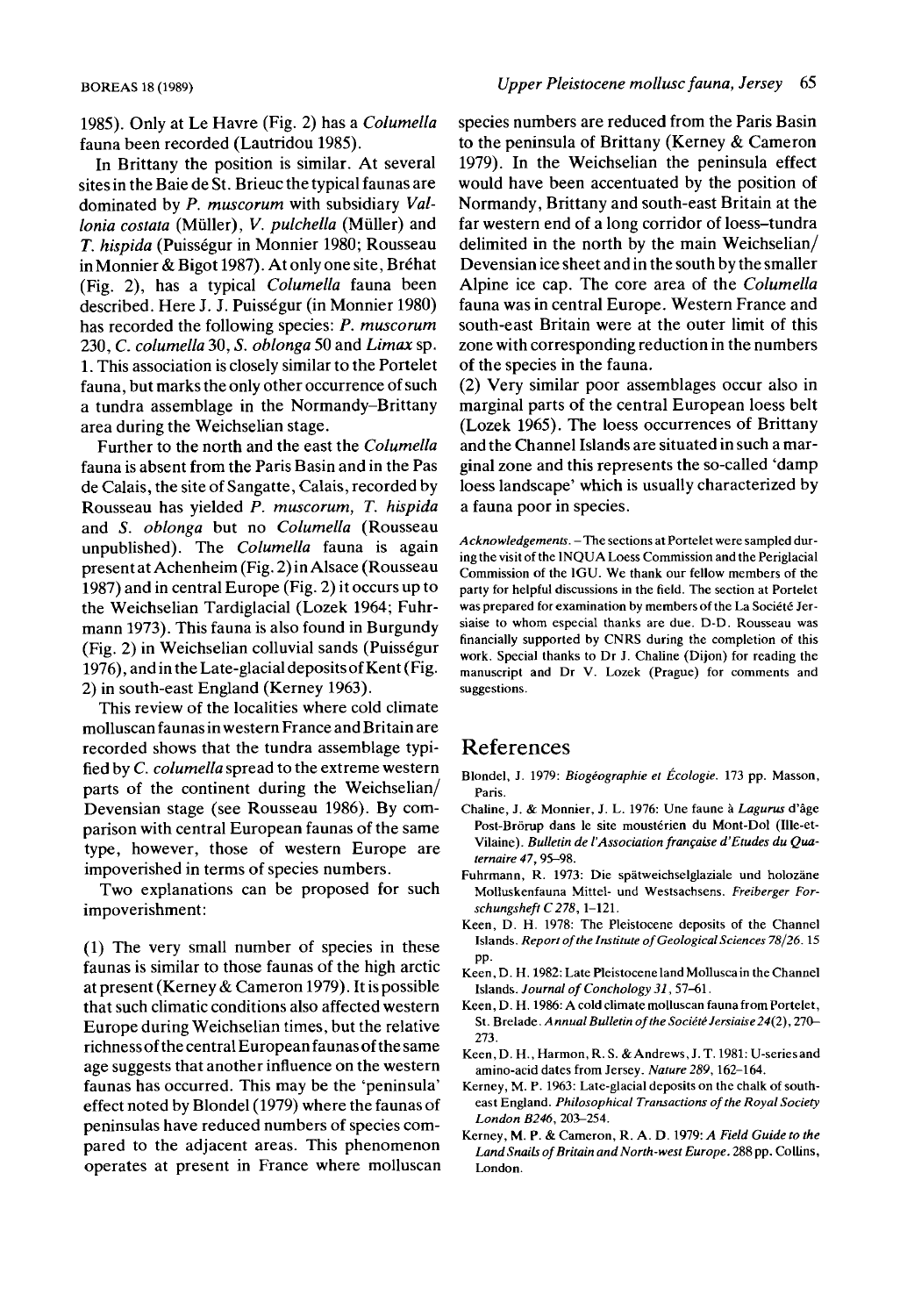1985). Only at Le Havre (Fig. 2) has a *Columella* fauna been recorded (Lautridou 1985).

In Brittany the position is similar. At several sites in the Baie de St. Brieuc the typical faunas are dominated by *P. muscorum* with subsidiary *Vallonia costata* (Müller), *V. pulchella* (Müller) and *T. hispida* (Puisségur in Monnier 1980; Rousseau in Monnier & Bigot 1987). At only one site, Bréhat (Fig. 2), has a typical *Columella* fauna been described. Here J. J. Puisségur (in Monnier 1980) has recorded the following species: *P. muscorum* 230, *C. columella* 30, *S. oblonga* 50 and *Limax* sp. 1. This association is closely similar to the Portelet fauna, but marks the only other occurrence of such a tundra assemblage in the Normandy–Brittany area during the Weichselian stage.

Further to the north and the east the *Columella* fauna is absent from the Paris Basin and in the Pas de Calais, the site of Sangatte, Calais, recorded by Rousseau has yielded *P. muscorum*, *T. hispida* and *S. oblonga* but no *Columella* (Rousseau unpublished). The *Columella* fauna is again present at Achenheim (Fig. 2) in Alsace (Rousseau 1987) and in central Europe (Fig. 2) it occurs up to the Weichselian Tardiglacial (Lozek 1964; Fuhrmann 1973). This fauna is also found in Burgundy (Fig. 2) in Weichselian colluvial sands (Puisségur 1976), and in the Late-glacial deposits of Kent (Fig. 2) in south-east England (Kerney 1963).

This review of the localities where cold climate molluscan faunas in western France and Britain are recorded shows that the tundra assemblage typified by *C. columella* spread to the extreme western parts of the continent during the Weichselian/Devensian stage (see Rousseau 1986). By comparison with central European faunas of the same type, however, those of western Europe are impoverished in terms of species numbers.

Two explanations can be proposed for such impoverishment:

(1) The very small number of species in these faunas is similar to those faunas of the high arctic at present (Kerney & Cameron 1979). It is possible that such climatic conditions also affected western Europe during Weichselian times, but the relative richness of the central European faunas of the same age suggests that another influence on the western faunas has occurred. This may be the 'peninsula' effect noted by Blondel (1979) where the faunas of peninsulas have reduced numbers of species compared to the adjacent areas. This phenomenon operates at present in France where molluscan species numbers are reduced from the Paris Basin to the peninsula of Brittany (Kerney & Cameron 1979). In the Weichselian the peninsula effect would have been accentuated by the position of Normandy, Brittany and south-east Britain at the far western end of a long corridor of loess–tundra delimited in the north by the main Weichselian/Devensian ice sheet and in the south by the smaller Alpine ice cap. The core area of the *Columella* fauna was in central Europe. Western France and south-east Britain were at the outer limit of this zone with corresponding reduction in the numbers of the species in the fauna.

(2) Very similar poor assemblages occur also in marginal parts of the central European loess belt (Lozek 1965). The loess occurrences of Brittany and the Channel Islands are situated in such a marginal zone and this represents the so-called 'damp loess landscape' which is usually characterized by a fauna poor in species.

*Acknowledgements.* – The sections at Portelet were sampled during the visit of the INQUA Loess Commission and the Periglacial Commission of the IGU. We thank our fellow members of the party for helpful discussions in the field. The section at Portelet was prepared for examination by members of the La Société Jersiaise to whom especial thanks are due. D-D. Rousseau was financially supported by CNRS during the completion of this work. Special thanks to Dr J. Chaline (Dijon) for reading the manuscript and Dr V. Lozek (Prague) for comments and suggestions.

# References

Blondel, J. 1979: *Biogéographie et Écologie*. 173 pp. Masson, Paris.

Chaline, J. & Monnier, J. L. 1976: Une faune à *Lagurus* d'âge Post-Brörup dans le site moustérien du Mont-Dol (Ille-et-Vilaine). *Bulletin de l'Association française d'Etudes du Quaternaire 47*, 95–98.

Fuhrmann, R. 1973: Die spätweichselglaziale und holozäne Molluskenfauna Mittel- und Westsachsens. *Freiberger Forschungsheft C 278*, 1–121.

Keen, D. H. 1978: The Pleistocene deposits of the Channel Islands. *Report of the Institute of Geological Sciences 78/26*. 15 pp.

Keen, D. H. 1982: Late Pleistocene land Mollusca in the Channel Islands. *Journal of Conchology 31*, 57–61.

Keen, D. H. 1986: A cold climate molluscan fauna from Portelet, St. Brelade. *Annual Bulletin of the Société Jersiaise 24*(2), 270–273.

Keen, D. H., Harmon, R. S. & Andrews, J. T. 1981: U-series and amino-acid dates from Jersey. *Nature 289*, 162–164.

Kerney, M. P. 1963: Late-glacial deposits on the chalk of south-east England. *Philosophical Transactions of the Royal Society London B246*, 203–254.

Kerney, M. P. & Cameron, R. A. D. 1979: *A Field Guide to the Land Snails of Britain and North-west Europe*. 288 pp. Collins, London.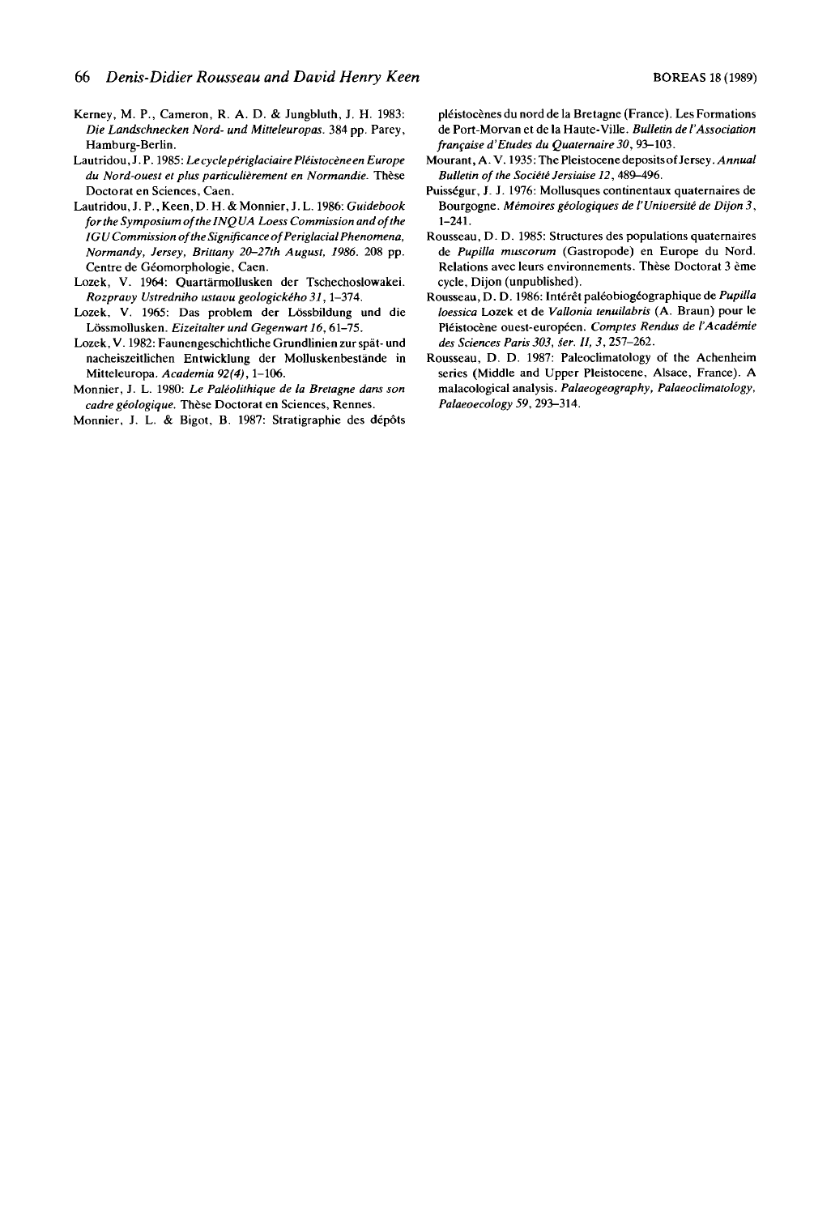Kerney, M. P., Cameron, R. A. D. & Jungbluth, J. H. 1983: *Die Landschnecken Nord- und Mitteleuropas.* 384 pp. Parey, Hamburg-Berlin.

Lautridou, J. P. 1985: *Le cycle périglaciaire Pléistocène en Europe du Nord-ouest et plus particulièrement en Normandie.* Thèse Doctorat en Sciences, Caen.

Lautridou, J. P., Keen, D. H. & Monnier, J. L. 1986: *Guidebook for the Symposium of the INQUA Loess Commission and of the IGU Commission of the Significance of Periglacial Phenomena, Normandy, Jersey, Brittany 20–27th August, 1986.* 208 pp. Centre de Géomorphologie, Caen.

Lozek, V. 1964: Quartärmollusken der Tschechoslowakei. *Rozpravy Ustredniho ustavu geologického 31*, 1–374.

Lozek, V. 1965: Das problem der Lössbildung und die Lössmollusken. *Eizeitalter und Gegenwart 16*, 61–75.

Lozek, V. 1982: Faunengeschichtliche Grundlinien zur spät- und nacheiszeitlichen Entwicklung der Molluskenbestände in Mitteleuropa. *Academia 92(4)*, 1–106.

Monnier, J. L. 1980: *Le Paléolithique de la Bretagne dans son cadre géologique.* Thèse Doctorat en Sciences, Rennes.

Monnier, J. L. & Bigot, B. 1987: Stratigraphie des dépôts pléistocènes du nord de la Bretagne (France). Les Formations de Port-Morvan et de la Haute-Ville. *Bulletin de l'Association française d'Etudes du Quaternaire 30*, 93–103.

Mourant, A. V. 1935: The Pleistocene deposits of Jersey. *Annual Bulletin of the Société Jersiaise 12*, 489–496.

Puisségur, J. J. 1976: Mollusques continentaux quaternaires de Bourgogne. *Mémoires géologiques de l'Université de Dijon 3*, 1–241.

Rousseau, D. D. 1985: Structures des populations quaternaires de *Pupilla muscorum* (Gastropode) en Europe du Nord. Relations avec leurs environnements. Thèse Doctorat 3 ème cycle, Dijon (unpublished).

Rousseau, D. D. 1986: Intérêt paléobiogéographique de *Pupilla loessica* Lozek et de *Vallonia tenuilabris* (A. Braun) pour le Pléistocène ouest-européen. *Comptes Rendus de l'Académie des Sciences Paris 303, ser. II, 3*, 257–262.

Rousseau, D. D. 1987: Paleoclimatology of the Achenheim series (Middle and Upper Pleistocene, Alsace, France). A malacological analysis. *Palaeogeography, Palaeoclimatology, Palaeoecology 59*, 293–314.